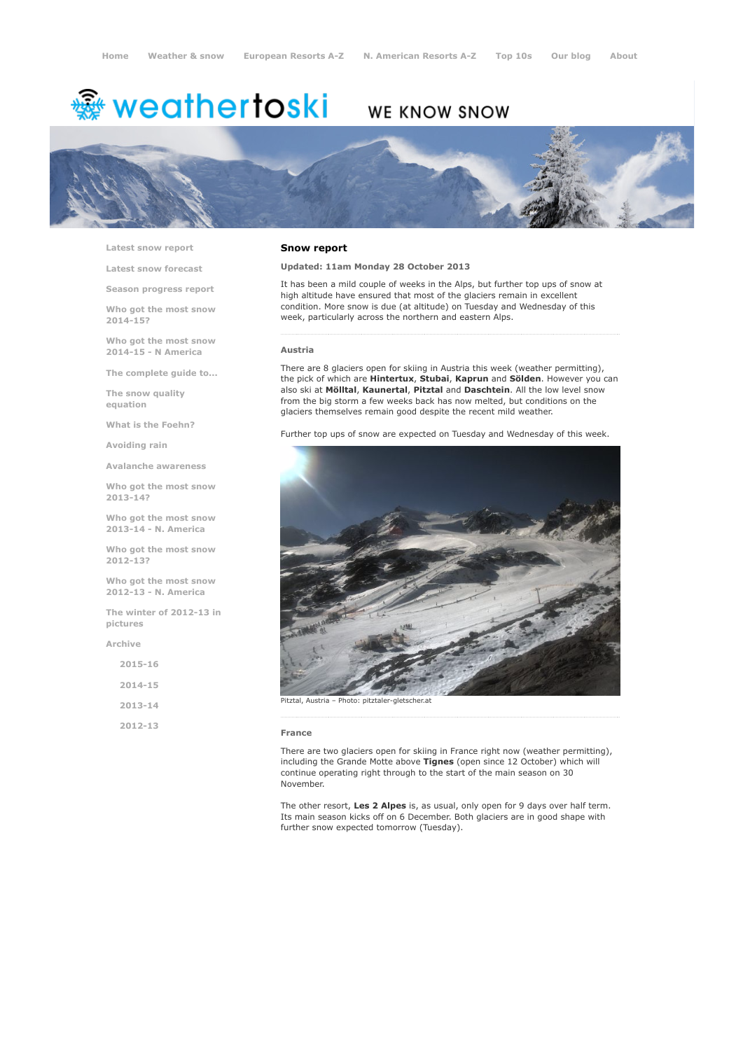Home | Weather & snow | European Resorts A-Z | N. American Resorts A-Z | Top 10s | Our blog | About

weathertoski WE KNOW SNOW

- Latest snow report
- Latest snow forecast
- Season progress report
- Who got the most snow 2014-15?
- Who got the most snow 2014-15 - N America
- The complete guide to...
- The snow quality equation
- What is the Foehn?
- Avoiding rain
- Avalanche awareness
- Who got the most snow 2013-14?
- Who got the most snow 2013-14 - N. America
- Who got the most snow 2012-13?
- Who got the most snow 2012-13 - N. America
- The winter of 2012-13 in pictures
- Archive
  - 2015-16
  - 2014-15
  - 2013-14
  - 2012-13

## Snow report

**Updated: 11am Monday 28 October 2013**

It has been a mild couple of weeks in the Alps, but further top ups of snow at high altitude have ensured that most of the glaciers remain in excellent condition. More snow is due (at altitude) on Tuesday and Wednesday of this week, particularly across the northern and eastern Alps.

### Austria

There are 8 glaciers open for skiing in Austria this week (weather permitting), the pick of which are **Hintertux**, **Stubai**, **Kaprun** and **Sölden**. However you can also ski at **Mölltal**, **Kaunertal**, **Pitztal** and **Daschtein**. All the low level snow from the big storm a few weeks back has now melted, but conditions on the glaciers themselves remain good despite the recent mild weather.

Further top ups of snow are expected on Tuesday and Wednesday of this week.

Pitztal, Austria – Photo: pitztaler-gletscher.at

### France

There are two glaciers open for skiing in France right now (weather permitting), including the Grande Motte above **Tignes** (open since 12 October) which will continue operating right through to the start of the main season on 30 November.

The other resort, **Les 2 Alpes** is, as usual, only open for 9 days over half term. Its main season kicks off on 6 December. Both glaciers are in good shape with further snow expected tomorrow (Tuesday).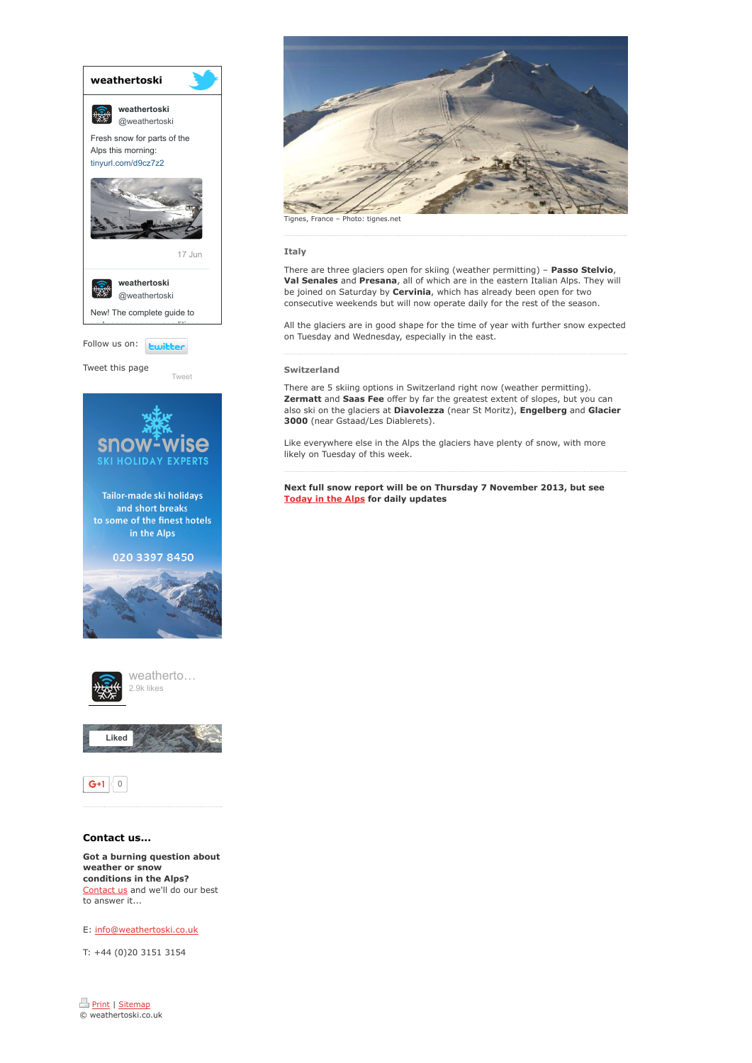Tignes, France – Photo: tignes.net

### Italy

There are three glaciers open for skiing (weather permitting) – **Passo Stelvio**, **Val Senales** and **Presana**, all of which are in the eastern Italian Alps. They will be joined on Saturday by **Cervinia**, which has already been open for two consecutive weekends but will now operate daily for the rest of the season.

All the glaciers are in good shape for the time of year with further snow expected on Tuesday and Wednesday, especially in the east.

### Switzerland

There are 5 skiing options in Switzerland right now (weather permitting). **Zermatt** and **Saas Fee** offer by far the greatest extent of slopes, but you can also ski on the glaciers at **Diavolezza** (near St Moritz), **Engelberg** and **Glacier 3000** (near Gstaad/Les Diablerets).

Like everywhere else in the Alps the glaciers have plenty of snow, with more likely on Tuesday of this week.

**Next full snow report will be on Thursday 7 November 2013, but see Today in the Alps for daily updates**

weathertoski

weathertoski @weathertoski

Fresh snow for parts of the Alps this morning: tinyurl.com/d9cz7z2

17 Jun

weathertoski @weathertoski

New! The complete guide to

Follow us on: twitter

Tweet this page

Tweet

snow-wise
SKI HOLIDAY EXPERTS

Tailor-made ski holidays and short breaks to some of the finest hotels in the Alps

020 3397 8450

weatherto...
2.9k likes

Liked

G+1 0

### Contact us...

**Got a burning question about weather or snow conditions in the Alps?**
Contact us and we'll do our best to answer it...

E: info@weathertoski.co.uk

T: +44 (0)20 3151 3154

Print | Sitemap
© weathertoski.co.uk